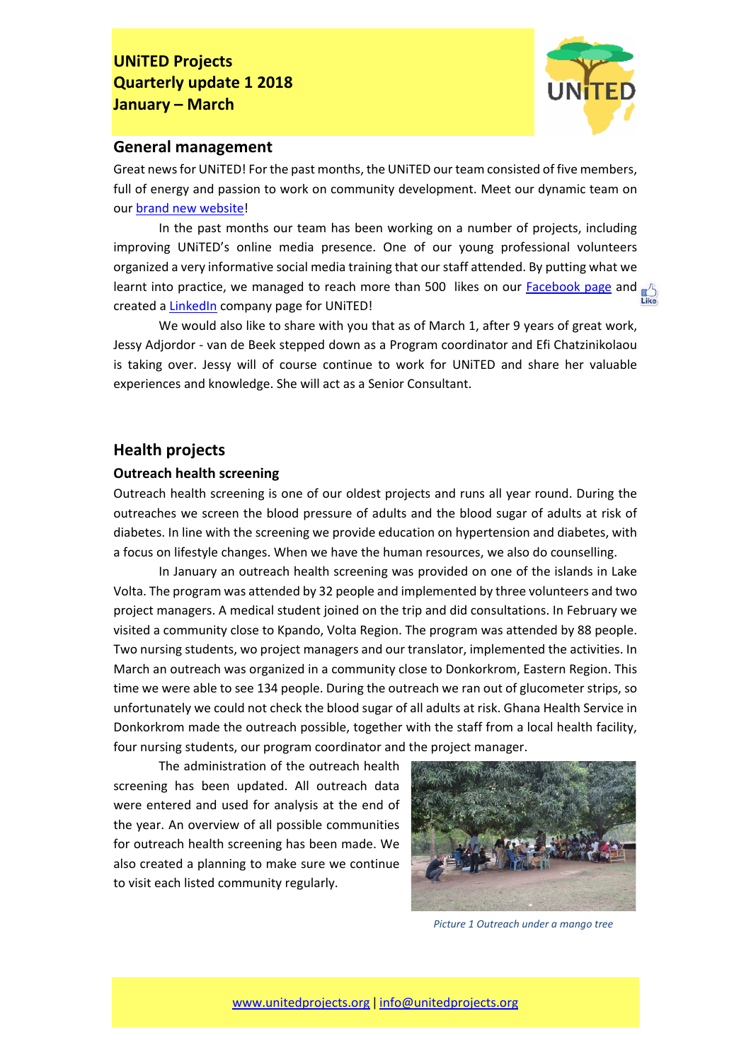# UNiTED Projects
# Quarterly update 1 2018
# January – March

## General management

Great news for UNiTED! For the past months, the UNiTED our team consisted of five members, full of energy and passion to work on community development. Meet our dynamic team on our brand new website!

In the past months our team has been working on a number of projects, including improving UNiTED's online media presence. One of our young professional volunteers organized a very informative social media training that our staff attended. By putting what we learnt into practice, we managed to reach more than 500 likes on our Facebook page and created a LinkedIn company page for UNiTED!

We would also like to share with you that as of March 1, after 9 years of great work, Jessy Adjordor - van de Beek stepped down as a Program coordinator and Efi Chatzinikolaou is taking over. Jessy will of course continue to work for UNiTED and share her valuable experiences and knowledge. She will act as a Senior Consultant.

## Health projects

### Outreach health screening

Outreach health screening is one of our oldest projects and runs all year round. During the outreaches we screen the blood pressure of adults and the blood sugar of adults at risk of diabetes. In line with the screening we provide education on hypertension and diabetes, with a focus on lifestyle changes. When we have the human resources, we also do counselling.

In January an outreach health screening was provided on one of the islands in Lake Volta. The program was attended by 32 people and implemented by three volunteers and two project managers. A medical student joined on the trip and did consultations. In February we visited a community close to Kpando, Volta Region. The program was attended by 88 people. Two nursing students, wo project managers and our translator, implemented the activities. In March an outreach was organized in a community close to Donkorkrom, Eastern Region. This time we were able to see 134 people. During the outreach we ran out of glucometer strips, so unfortunately we could not check the blood sugar of all adults at risk. Ghana Health Service in Donkorkrom made the outreach possible, together with the staff from a local health facility, four nursing students, our program coordinator and the project manager.

The administration of the outreach health screening has been updated. All outreach data were entered and used for analysis at the end of the year. An overview of all possible communities for outreach health screening has been made. We also created a planning to make sure we continue to visit each listed community regularly.

*Picture 1 Outreach under a mango tree*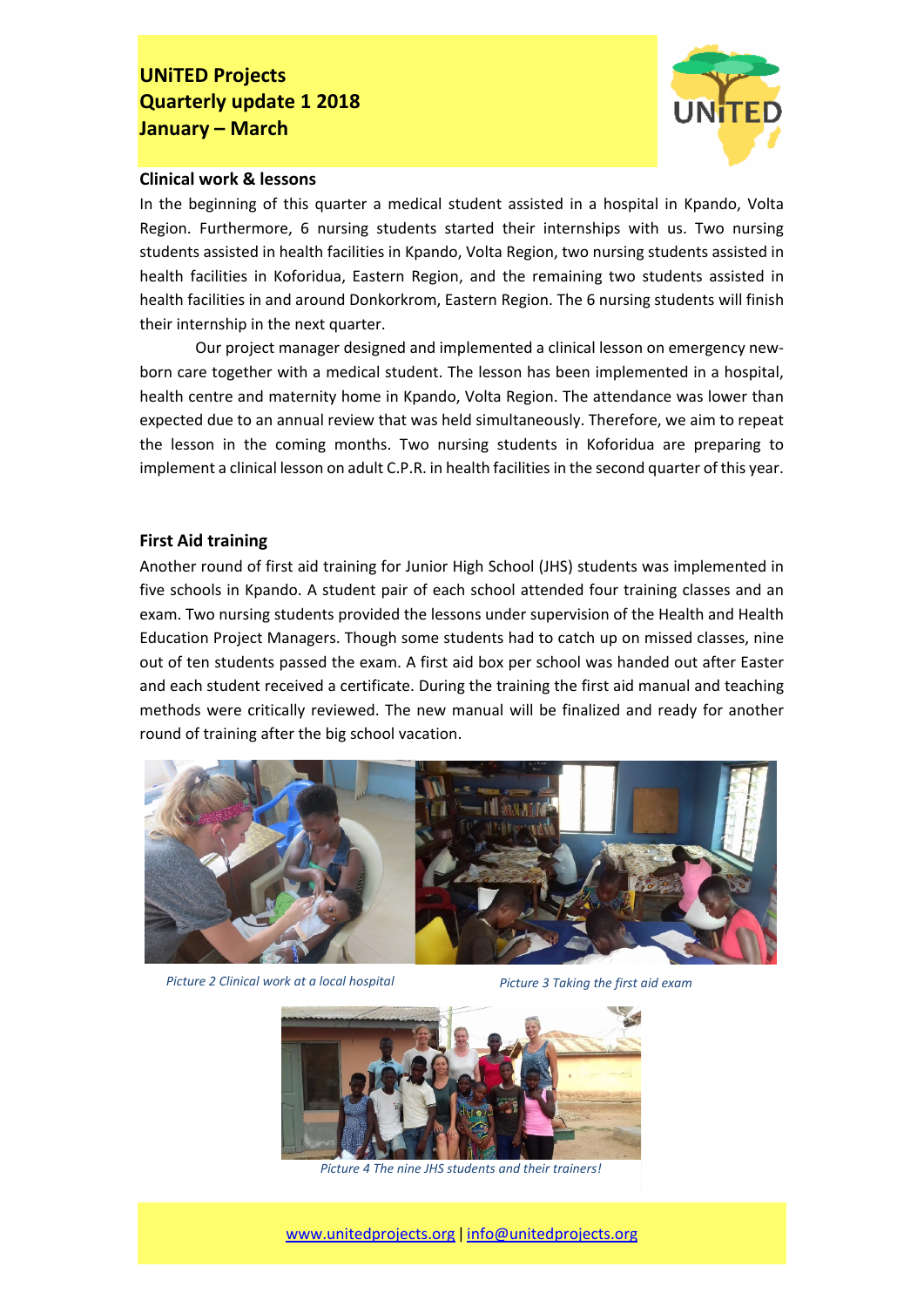# UNiTED Projects
# Quarterly update 1 2018
# January – March

### Clinical work & lessons

In the beginning of this quarter a medical student assisted in a hospital in Kpando, Volta Region. Furthermore, 6 nursing students started their internships with us. Two nursing students assisted in health facilities in Kpando, Volta Region, two nursing students assisted in health facilities in Koforidua, Eastern Region, and the remaining two students assisted in health facilities in and around Donkorkrom, Eastern Region. The 6 nursing students will finish their internship in the next quarter.

Our project manager designed and implemented a clinical lesson on emergency new-born care together with a medical student. The lesson has been implemented in a hospital, health centre and maternity home in Kpando, Volta Region. The attendance was lower than expected due to an annual review that was held simultaneously. Therefore, we aim to repeat the lesson in the coming months. Two nursing students in Koforidua are preparing to implement a clinical lesson on adult C.P.R. in health facilities in the second quarter of this year.

### First Aid training

Another round of first aid training for Junior High School (JHS) students was implemented in five schools in Kpando. A student pair of each school attended four training classes and an exam. Two nursing students provided the lessons under supervision of the Health and Health Education Project Managers. Though some students had to catch up on missed classes, nine out of ten students passed the exam. A first aid box per school was handed out after Easter and each student received a certificate. During the training the first aid manual and teaching methods were critically reviewed. The new manual will be finalized and ready for another round of training after the big school vacation.

*Picture 2 Clinical work at a local hospital*

*Picture 3 Taking the first aid exam*

*Picture 4 The nine JHS students and their trainers!*

www.unitedprojects.org | info@unitedprojects.org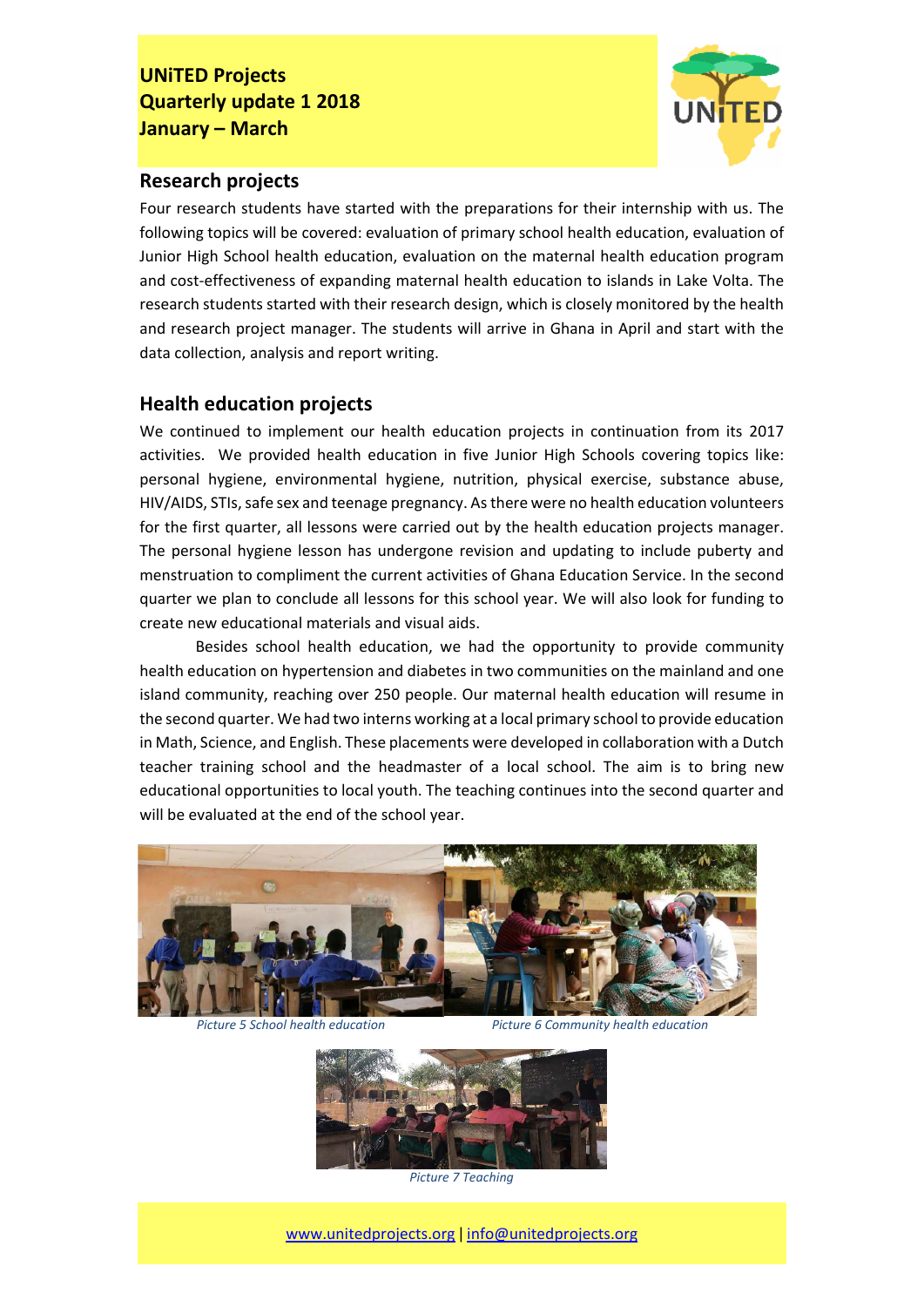# UNiTED Projects
# Quarterly update 1 2018
# January – March

## Research projects

Four research students have started with the preparations for their internship with us. The following topics will be covered: evaluation of primary school health education, evaluation of Junior High School health education, evaluation on the maternal health education program and cost-effectiveness of expanding maternal health education to islands in Lake Volta. The research students started with their research design, which is closely monitored by the health and research project manager. The students will arrive in Ghana in April and start with the data collection, analysis and report writing.

## Health education projects

We continued to implement our health education projects in continuation from its 2017 activities. We provided health education in five Junior High Schools covering topics like: personal hygiene, environmental hygiene, nutrition, physical exercise, substance abuse, HIV/AIDS, STIs, safe sex and teenage pregnancy. As there were no health education volunteers for the first quarter, all lessons were carried out by the health education projects manager. The personal hygiene lesson has undergone revision and updating to include puberty and menstruation to compliment the current activities of Ghana Education Service. In the second quarter we plan to conclude all lessons for this school year. We will also look for funding to create new educational materials and visual aids.

Besides school health education, we had the opportunity to provide community health education on hypertension and diabetes in two communities on the mainland and one island community, reaching over 250 people. Our maternal health education will resume in the second quarter. We had two interns working at a local primary school to provide education in Math, Science, and English. These placements were developed in collaboration with a Dutch teacher training school and the headmaster of a local school. The aim is to bring new educational opportunities to local youth. The teaching continues into the second quarter and will be evaluated at the end of the school year.

*Picture 5 School health education*

*Picture 6 Community health education*

*Picture 7 Teaching*

www.unitedprojects.org | info@unitedprojects.org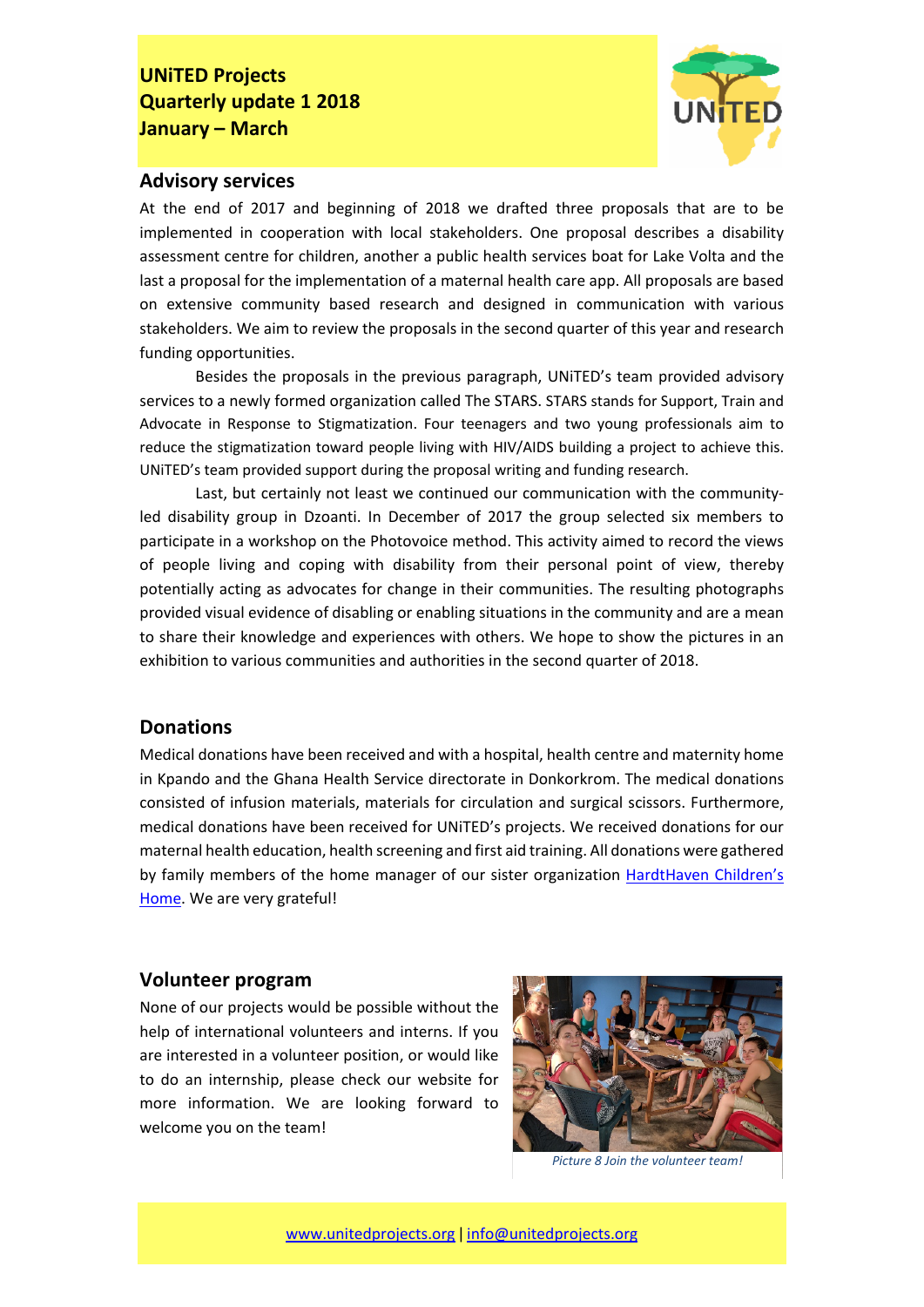# UNiTED Projects
# Quarterly update 1 2018
# January – March

## Advisory services

At the end of 2017 and beginning of 2018 we drafted three proposals that are to be implemented in cooperation with local stakeholders. One proposal describes a disability assessment centre for children, another a public health services boat for Lake Volta and the last a proposal for the implementation of a maternal health care app. All proposals are based on extensive community based research and designed in communication with various stakeholders. We aim to review the proposals in the second quarter of this year and research funding opportunities.

Besides the proposals in the previous paragraph, UNiTED's team provided advisory services to a newly formed organization called The STARS. STARS stands for Support, Train and Advocate in Response to Stigmatization. Four teenagers and two young professionals aim to reduce the stigmatization toward people living with HIV/AIDS building a project to achieve this. UNiTED's team provided support during the proposal writing and funding research.

Last, but certainly not least we continued our communication with the community-led disability group in Dzoanti. In December of 2017 the group selected six members to participate in a workshop on the Photovoice method. This activity aimed to record the views of people living and coping with disability from their personal point of view, thereby potentially acting as advocates for change in their communities. The resulting photographs provided visual evidence of disabling or enabling situations in the community and are a mean to share their knowledge and experiences with others. We hope to show the pictures in an exhibition to various communities and authorities in the second quarter of 2018.

## Donations

Medical donations have been received and with a hospital, health centre and maternity home in Kpando and the Ghana Health Service directorate in Donkorkrom. The medical donations consisted of infusion materials, materials for circulation and surgical scissors. Furthermore, medical donations have been received for UNiTED's projects. We received donations for our maternal health education, health screening and first aid training. All donations were gathered by family members of the home manager of our sister organization HardtHaven Children's Home. We are very grateful!

## Volunteer program

None of our projects would be possible without the help of international volunteers and interns. If you are interested in a volunteer position, or would like to do an internship, please check our website for more information. We are looking forward to welcome you on the team!

*Picture 8 Join the volunteer team!*

www.unitedprojects.org | info@unitedprojects.org